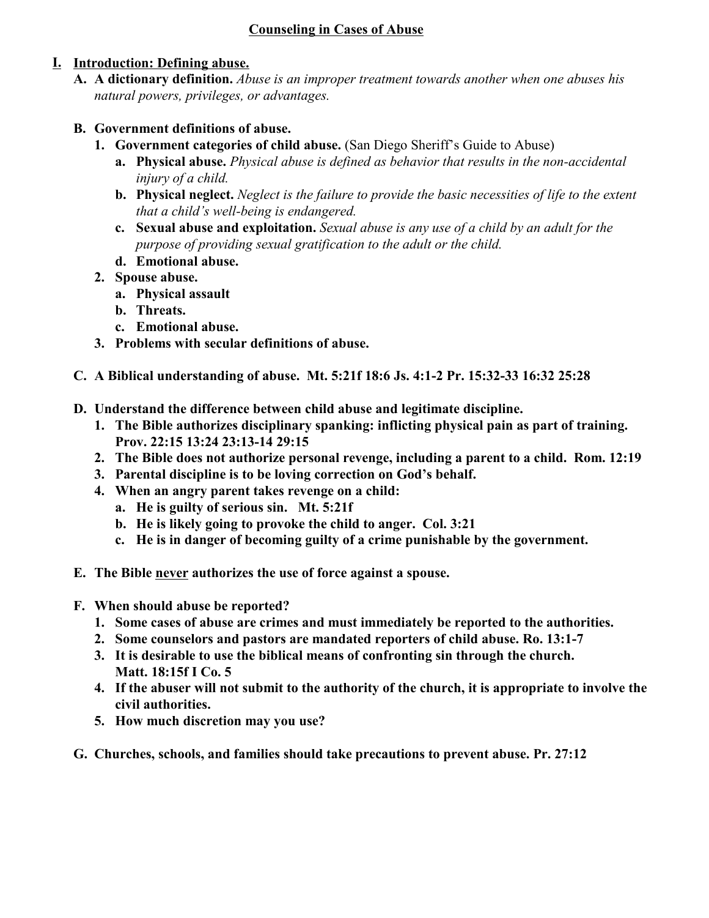# Counseling in Cases of Abuse

## I. Introduction: Defining abuse.

**A. A dictionary definition.** *Abuse is an improper treatment towards another when one abuses his natural powers, privileges, or advantages.*

**B. Government definitions of abuse.**

1. **Government categories of child abuse.** (San Diego Sheriff's Guide to Abuse)
   a. **Physical abuse.** *Physical abuse is defined as behavior that results in the non-accidental injury of a child.*
   b. **Physical neglect.** *Neglect is the failure to provide the basic necessities of life to the extent that a child's well-being is endangered.*
   c. **Sexual abuse and exploitation.** *Sexual abuse is any use of a child by an adult for the purpose of providing sexual gratification to the adult or the child.*
   d. **Emotional abuse.**
2. **Spouse abuse.**
   a. **Physical assault**
   b. **Threats.**
   c. **Emotional abuse.**
3. **Problems with secular definitions of abuse.**

**C. A Biblical understanding of abuse. Mt. 5:21f 18:6 Js. 4:1-2 Pr. 15:32-33 16:32 25:28**

**D. Understand the difference between child abuse and legitimate discipline.**

1. **The Bible authorizes disciplinary spanking: inflicting physical pain as part of training. Prov. 22:15 13:24 23:13-14 29:15**
2. **The Bible does not authorize personal revenge, including a parent to a child. Rom. 12:19**
3. **Parental discipline is to be loving correction on God's behalf.**
4. **When an angry parent takes revenge on a child:**
   a. **He is guilty of serious sin. Mt. 5:21f**
   b. **He is likely going to provoke the child to anger. Col. 3:21**
   c. **He is in danger of becoming guilty of a crime punishable by the government.**

**E. The Bible <u>never</u> authorizes the use of force against a spouse.**

**F. When should abuse be reported?**

1. **Some cases of abuse are crimes and must immediately be reported to the authorities.**
2. **Some counselors and pastors are mandated reporters of child abuse. Ro. 13:1-7**
3. **It is desirable to use the biblical means of confronting sin through the church. Matt. 18:15f I Co. 5**
4. **If the abuser will not submit to the authority of the church, it is appropriate to involve the civil authorities.**
5. **How much discretion may you use?**

**G. Churches, schools, and families should take precautions to prevent abuse. Pr. 27:12**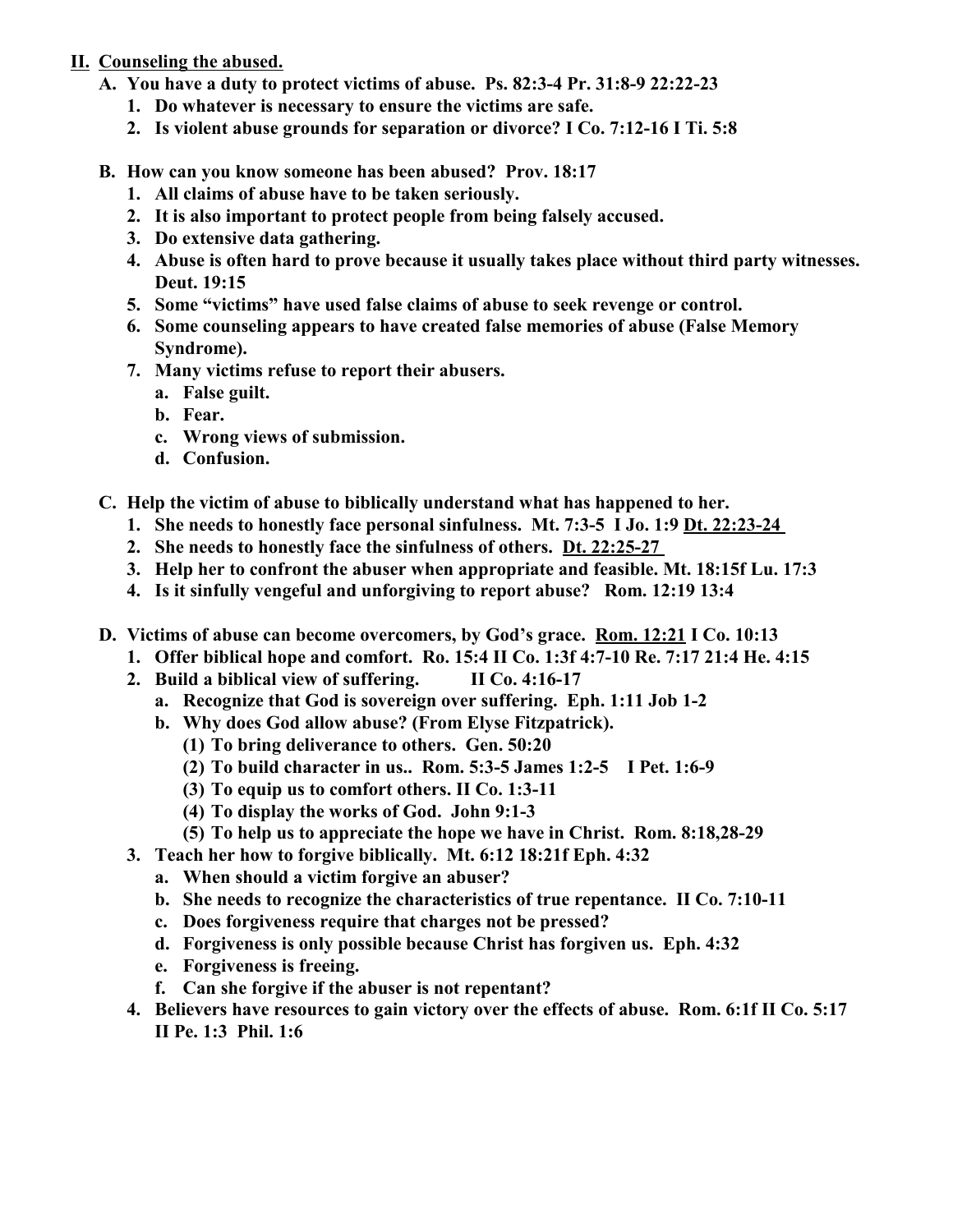## II. <u>Counseling the abused.</u>

**A. You have a duty to protect victims of abuse. Ps. 82:3-4 Pr. 31:8-9 22:22-23**

1. **Do whatever is necessary to ensure the victims are safe.**
2. **Is violent abuse grounds for separation or divorce? I Co. 7:12-16 I Ti. 5:8**

**B. How can you know someone has been abused? Prov. 18:17**

1. **All claims of abuse have to be taken seriously.**
2. **It is also important to protect people from being falsely accused.**
3. **Do extensive data gathering.**
4. **Abuse is often hard to prove because it usually takes place without third party witnesses. Deut. 19:15**
5. **Some "victims" have used false claims of abuse to seek revenge or control.**
6. **Some counseling appears to have created false memories of abuse (False Memory Syndrome).**
7. **Many victims refuse to report their abusers.**
   a. **False guilt.**
   b. **Fear.**
   c. **Wrong views of submission.**
   d. **Confusion.**

**C. Help the victim of abuse to biblically understand what has happened to her.**

1. **She needs to honestly face personal sinfulness. Mt. 7:3-5 I Jo. 1:9 <u>Dt. 22:23-24</u>**
2. **She needs to honestly face the sinfulness of others. <u>Dt. 22:25-27</u>**
3. **Help her to confront the abuser when appropriate and feasible. Mt. 18:15f Lu. 17:3**
4. **Is it sinfully vengeful and unforgiving to report abuse? Rom. 12:19 13:4**

**D. Victims of abuse can become overcomers, by God's grace. <u>Rom. 12:21</u> I Co. 10:13**

1. **Offer biblical hope and comfort. Ro. 15:4 II Co. 1:3f 4:7-10 Re. 7:17 21:4 He. 4:15**
2. **Build a biblical view of suffering. II Co. 4:16-17**
   a. **Recognize that God is sovereign over suffering. Eph. 1:11 Job 1-2**
   b. **Why does God allow abuse? (From Elyse Fitzpatrick).**
      (1) **To bring deliverance to others. Gen. 50:20**
      (2) **To build character in us.. Rom. 5:3-5 James 1:2-5 I Pet. 1:6-9**
      (3) **To equip us to comfort others. II Co. 1:3-11**
      (4) **To display the works of God. John 9:1-3**
      (5) **To help us to appreciate the hope we have in Christ. Rom. 8:18,28-29**
3. **Teach her how to forgive biblically. Mt. 6:12 18:21f Eph. 4:32**
   a. **When should a victim forgive an abuser?**
   b. **She needs to recognize the characteristics of true repentance. II Co. 7:10-11**
   c. **Does forgiveness require that charges not be pressed?**
   d. **Forgiveness is only possible because Christ has forgiven us. Eph. 4:32**
   e. **Forgiveness is freeing.**
   f. **Can she forgive if the abuser is not repentant?**
4. **Believers have resources to gain victory over the effects of abuse. Rom. 6:1f II Co. 5:17 II Pe. 1:3 Phil. 1:6**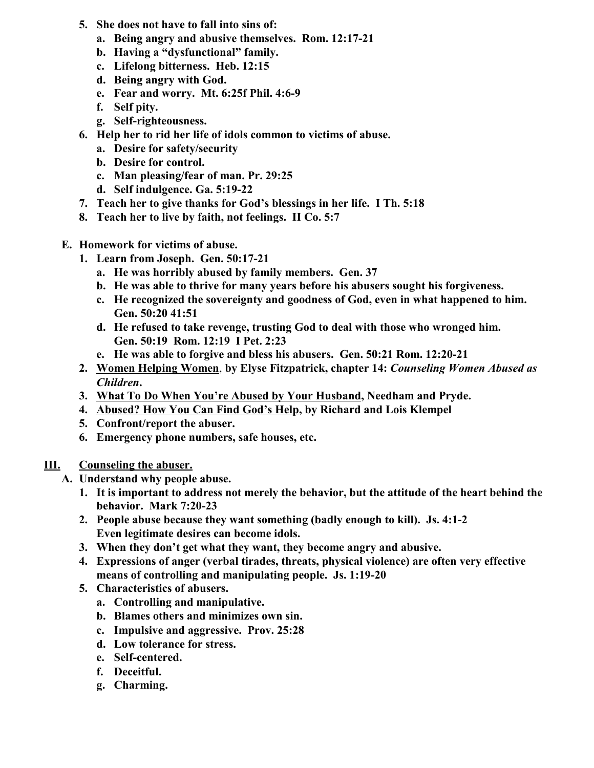5. **She does not have to fall into sins of:**
   a. **Being angry and abusive themselves. Rom. 12:17-21**
   b. **Having a "dysfunctional" family.**
   c. **Lifelong bitterness. Heb. 12:15**
   d. **Being angry with God.**
   e. **Fear and worry. Mt. 6:25f Phil. 4:6-9**
   f. **Self pity.**
   g. **Self-righteousness.**
6. **Help her to rid her life of idols common to victims of abuse.**
   a. **Desire for safety/security**
   b. **Desire for control.**
   c. **Man pleasing/fear of man. Pr. 29:25**
   d. **Self indulgence. Ga. 5:19-22**
7. **Teach her to give thanks for God's blessings in her life. I Th. 5:18**
8. **Teach her to live by faith, not feelings. II Co. 5:7**

**E. Homework for victims of abuse.**

1. **Learn from Joseph. Gen. 50:17-21**
   a. **He was horribly abused by family members. Gen. 37**
   b. **He was able to thrive for many years before his abusers sought his forgiveness.**
   c. **He recognized the sovereignty and goodness of God, even in what happened to him. Gen. 50:20 41:51**
   d. **He refused to take revenge, trusting God to deal with those who wronged him. Gen. 50:19 Rom. 12:19 I Pet. 2:23**
   e. **He was able to forgive and bless his abusers. Gen. 50:21 Rom. 12:20-21**
2. **<u>Women Helping Women</u>, by Elyse Fitzpatrick, chapter 14: *Counseling Women Abused as Children*.**
3. **<u>What To Do When You're Abused by Your Husband</u>, Needham and Pryde.**
4. **<u>Abused? How You Can Find God's Help</u>, by Richard and Lois Klempel**
5. **Confront/report the abuser.**
6. **Emergency phone numbers, safe houses, etc.**

## III. <u>Counseling the abuser.</u>

**A. Understand why people abuse.**

1. **It is important to address not merely the behavior, but the attitude of the heart behind the behavior. Mark 7:20-23**
2. **People abuse because they want something (badly enough to kill). Js. 4:1-2**
   **Even legitimate desires can become idols.**
3. **When they don't get what they want, they become angry and abusive.**
4. **Expressions of anger (verbal tirades, threats, physical violence) are often very effective means of controlling and manipulating people. Js. 1:19-20**
5. **Characteristics of abusers.**
   a. **Controlling and manipulative.**
   b. **Blames others and minimizes own sin.**
   c. **Impulsive and aggressive. Prov. 25:28**
   d. **Low tolerance for stress.**
   e. **Self-centered.**
   f. **Deceitful.**
   g. **Charming.**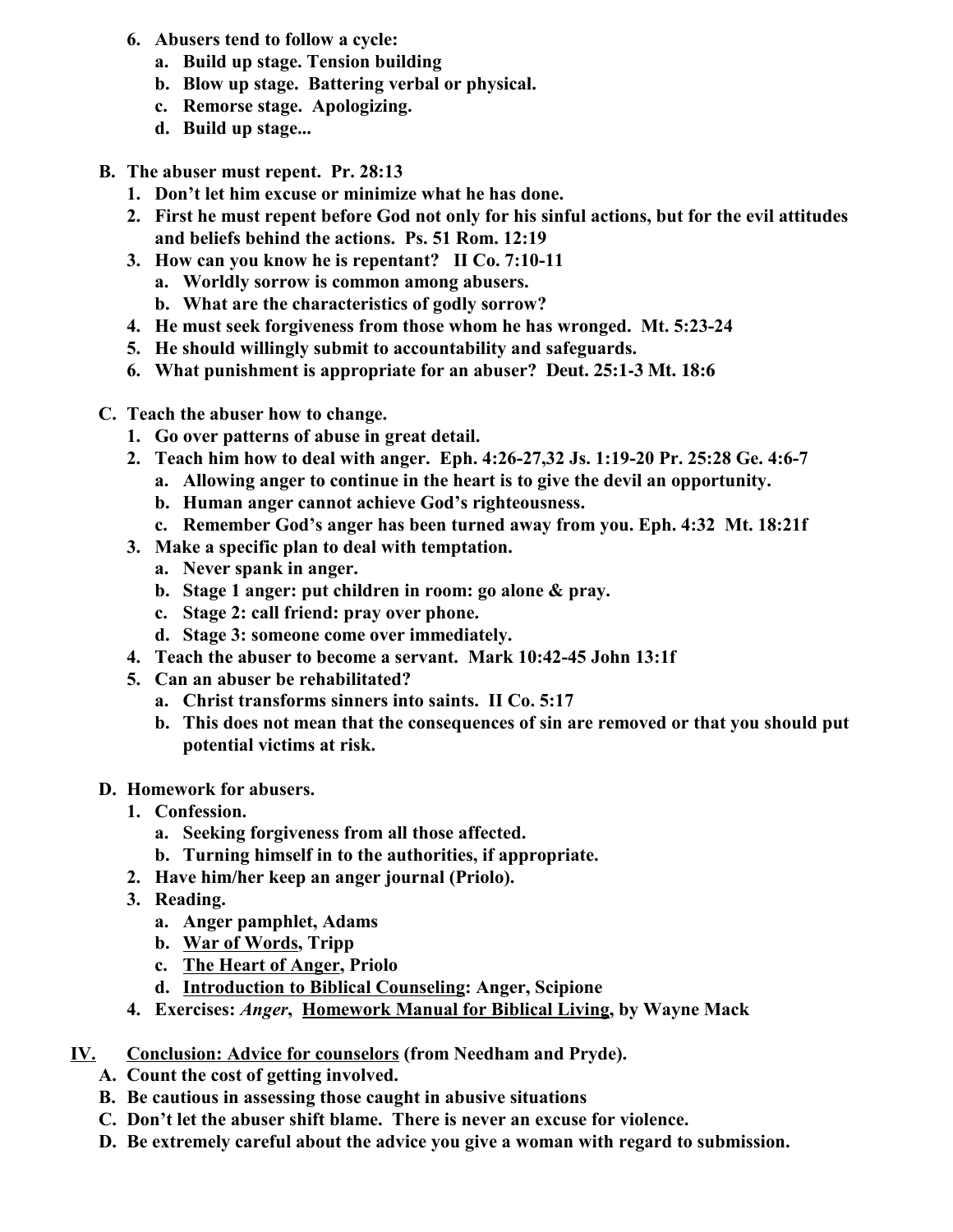6. **Abusers tend to follow a cycle:**
   a. **Build up stage. Tension building**
   b. **Blow up stage. Battering verbal or physical.**
   c. **Remorse stage. Apologizing.**
   d. **Build up stage...**

B. **The abuser must repent. Pr. 28:13**
   1. **Don't let him excuse or minimize what he has done.**
   2. **First he must repent before God not only for his sinful actions, but for the evil attitudes and beliefs behind the actions. Ps. 51 Rom. 12:19**
   3. **How can you know he is repentant? II Co. 7:10-11**
      a. **Worldly sorrow is common among abusers.**
      b. **What are the characteristics of godly sorrow?**
   4. **He must seek forgiveness from those whom he has wronged. Mt. 5:23-24**
   5. **He should willingly submit to accountability and safeguards.**
   6. **What punishment is appropriate for an abuser? Deut. 25:1-3 Mt. 18:6**

C. **Teach the abuser how to change.**
   1. **Go over patterns of abuse in great detail.**
   2. **Teach him how to deal with anger. Eph. 4:26-27,32 Js. 1:19-20 Pr. 25:28 Ge. 4:6-7**
      a. **Allowing anger to continue in the heart is to give the devil an opportunity.**
      b. **Human anger cannot achieve God's righteousness.**
      c. **Remember God's anger has been turned away from you. Eph. 4:32 Mt. 18:21f**
   3. **Make a specific plan to deal with temptation.**
      a. **Never spank in anger.**
      b. **Stage 1 anger: put children in room: go alone & pray.**
      c. **Stage 2: call friend: pray over phone.**
      d. **Stage 3: someone come over immediately.**
   4. **Teach the abuser to become a servant. Mark 10:42-45 John 13:1f**
   5. **Can an abuser be rehabilitated?**
      a. **Christ transforms sinners into saints. II Co. 5:17**
      b. **This does not mean that the consequences of sin are removed or that you should put potential victims at risk.**

D. **Homework for abusers.**
   1. **Confession.**
      a. **Seeking forgiveness from all those affected.**
      b. **Turning himself in to the authorities, if appropriate.**
   2. **Have him/her keep an anger journal (Priolo).**
   3. **Reading.**
      a. **Anger pamphlet, Adams**
      b. **War of Words, Tripp**
      c. **The Heart of Anger, Priolo**
      d. **Introduction to Biblical Counseling: Anger, Scipione**
   4. **Exercises: *Anger*, Homework Manual for Biblical Living, by Wayne Mack**

## IV. Conclusion: Advice for counselors (from Needham and Pryde).

A. **Count the cost of getting involved.**
B. **Be cautious in assessing those caught in abusive situations**
C. **Don't let the abuser shift blame. There is never an excuse for violence.**
D. **Be extremely careful about the advice you give a woman with regard to submission.**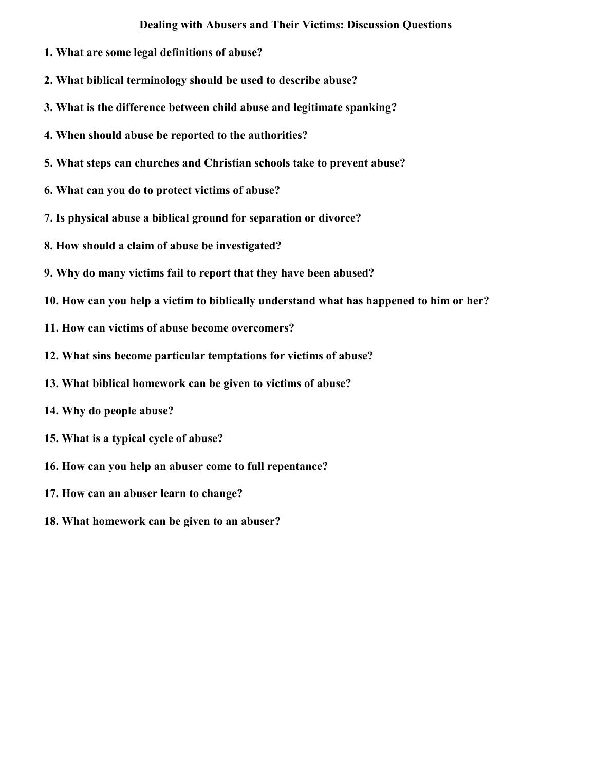## Dealing with Abusers and Their Victims: Discussion Questions

**1. What are some legal definitions of abuse?**

**2. What biblical terminology should be used to describe abuse?**

**3. What is the difference between child abuse and legitimate spanking?**

**4. When should abuse be reported to the authorities?**

**5. What steps can churches and Christian schools take to prevent abuse?**

**6. What can you do to protect victims of abuse?**

**7. Is physical abuse a biblical ground for separation or divorce?**

**8. How should a claim of abuse be investigated?**

**9. Why do many victims fail to report that they have been abused?**

**10. How can you help a victim to biblically understand what has happened to him or her?**

**11. How can victims of abuse become overcomers?**

**12. What sins become particular temptations for victims of abuse?**

**13. What biblical homework can be given to victims of abuse?**

**14. Why do people abuse?**

**15. What is a typical cycle of abuse?**

**16. How can you help an abuser come to full repentance?**

**17. How can an abuser learn to change?**

**18. What homework can be given to an abuser?**